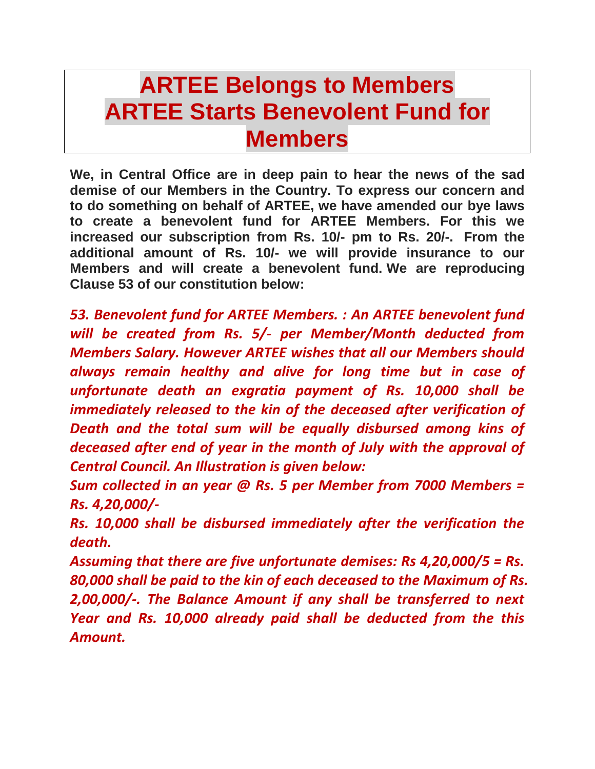# ARTEE Belongs to Members
# ARTEE Starts Benevolent Fund for Members

**We, in Central Office are in deep pain to hear the news of the sad demise of our Members in the Country. To express our concern and to do something on behalf of ARTEE, we have amended our bye laws to create a benevolent fund for ARTEE Members. For this we increased our subscription from Rs. 10/- pm to Rs. 20/-. From the additional amount of Rs. 10/- we will provide insurance to our Members and will create a benevolent fund. We are reproducing Clause 53 of our constitution below:**

***53. Benevolent fund for ARTEE Members. : An ARTEE benevolent fund will be created from Rs. 5/- per Member/Month deducted from Members Salary. However ARTEE wishes that all our Members should always remain healthy and alive for long time but in case of unfortunate death an exgratia payment of Rs. 10,000 shall be immediately released to the kin of the deceased after verification of Death and the total sum will be equally disbursed among kins of deceased after end of year in the month of July with the approval of Central Council. An Illustration is given below:***

***Sum collected in an year @ Rs. 5 per Member from 7000 Members = Rs. 4,20,000/-***

***Rs. 10,000 shall be disbursed immediately after the verification the death.***

***Assuming that there are five unfortunate demises: Rs 4,20,000/5 = Rs. 80,000 shall be paid to the kin of each deceased to the Maximum of Rs. 2,00,000/-. The Balance Amount if any shall be transferred to next Year and Rs. 10,000 already paid shall be deducted from the this Amount.***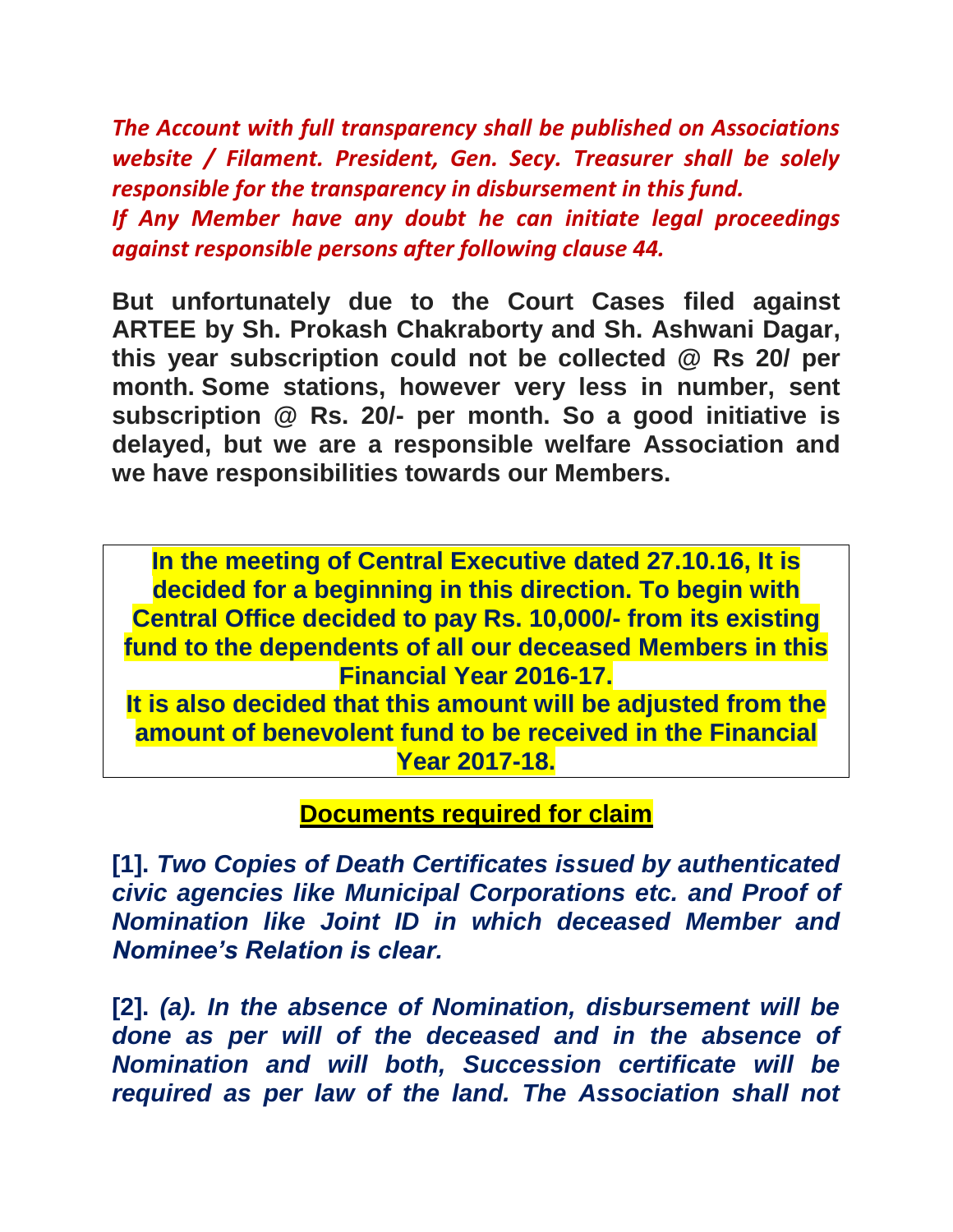*The Account with full transparency shall be published on Associations website / Filament. President, Gen. Secy. Treasurer shall be solely responsible for the transparency in disbursement in this fund.*
*If Any Member have any doubt he can initiate legal proceedings against responsible persons after following clause 44.*

**But unfortunately due to the Court Cases filed against ARTEE by Sh. Prokash Chakraborty and Sh. Ashwani Dagar, this year subscription could not be collected @ Rs 20/ per month. Some stations, however very less in number, sent subscription @ Rs. 20/- per month. So a good initiative is delayed, but we are a responsible welfare Association and we have responsibilities towards our Members.**

**In the meeting of Central Executive dated 27.10.16, It is decided for a beginning in this direction. To begin with Central Office decided to pay Rs. 10,000/- from its existing fund to the dependents of all our deceased Members in this Financial Year 2016-17.**
**It is also decided that this amount will be adjusted from the amount of benevolent fund to be received in the Financial Year 2017-18.**

## Documents required for claim

**[1].** ***Two Copies of Death Certificates issued by authenticated civic agencies like Municipal Corporations etc. and Proof of Nomination like Joint ID in which deceased Member and Nominee's Relation is clear.***

**[2].** ***(a). In the absence of Nomination, disbursement will be done as per will of the deceased and in the absence of Nomination and will both, Succession certificate will be required as per law of the land. The Association shall not***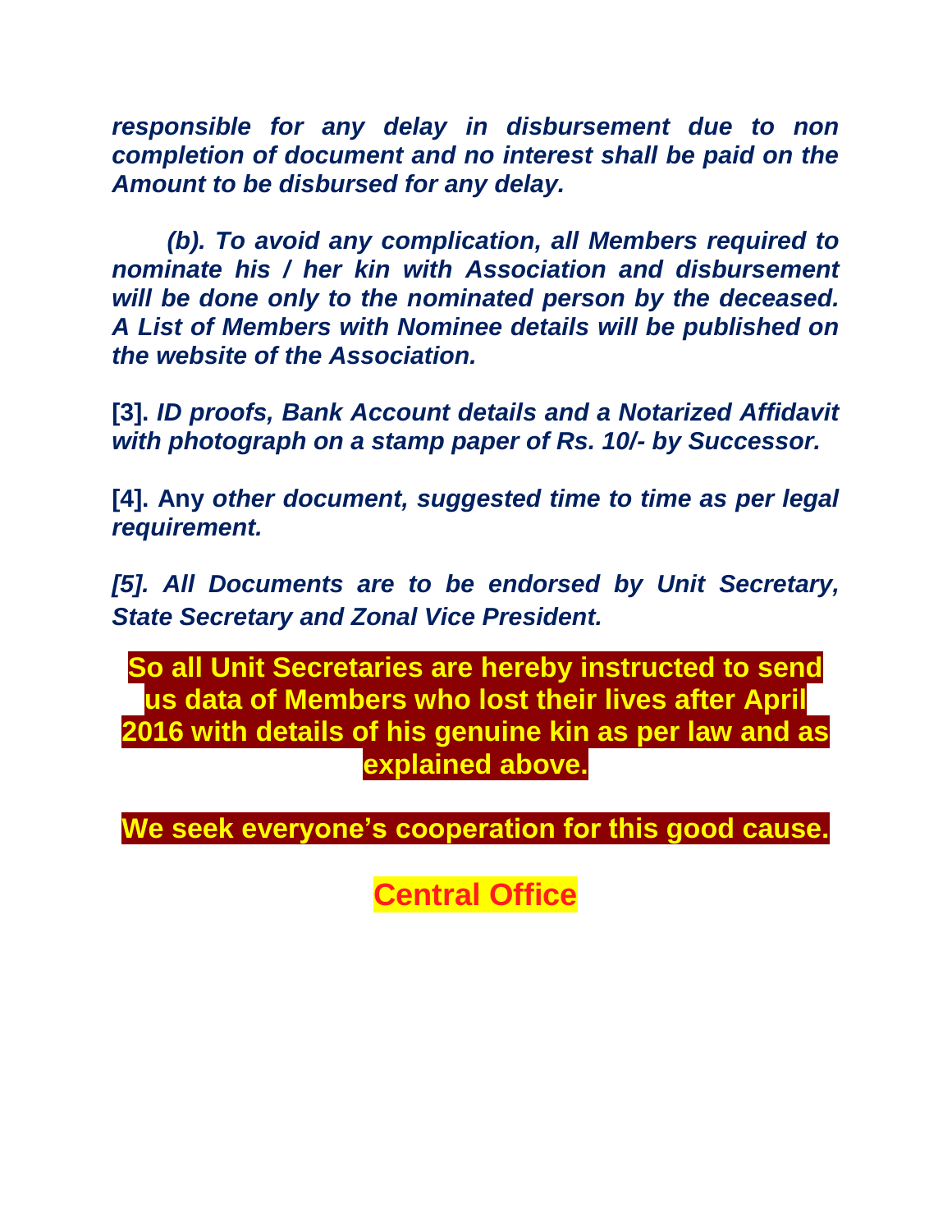*responsible for any delay in disbursement due to non completion of document and no interest shall be paid on the Amount to be disbursed for any delay.*

*(b). To avoid any complication, all Members required to nominate his / her kin with Association and disbursement will be done only to the nominated person by the deceased. A List of Members with Nominee details will be published on the website of the Association.*

**[3].** ***ID proofs, Bank Account details and a Notarized Affidavit with photograph on a stamp paper of Rs. 10/- by Successor.***

**[4].** **Any *other document, suggested time to time as per legal requirement.***

***[5]. All Documents are to be endorsed by Unit Secretary, State Secretary and Zonal Vice President.***

**So all Unit Secretaries are hereby instructed to send us data of Members who lost their lives after April 2016 with details of his genuine kin as per law and as explained above.**

**We seek everyone's cooperation for this good cause.**

**Central Office**